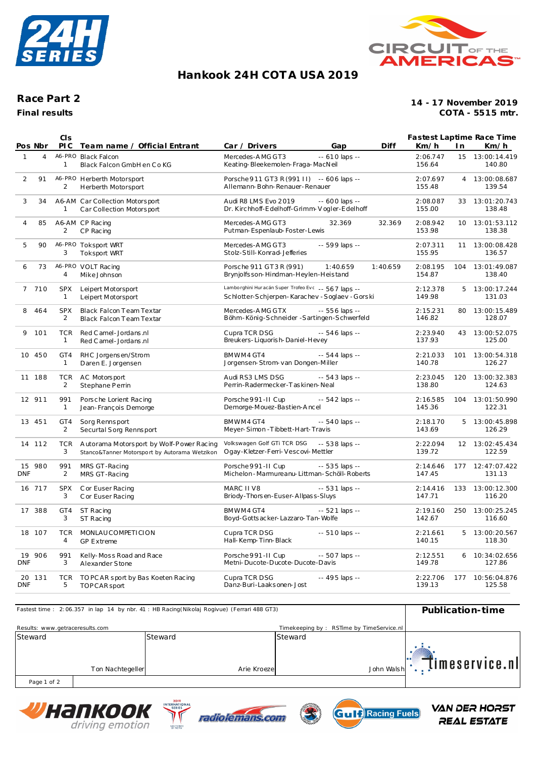# Hankook 24H COTA USA 2019

## Race Part 2

**Final results**

**14 - 17 November 2019**
**COTA - 5515 mtr.**

| Pos | Nbr | Cls PIC | Team name / Official Entrant | Car / Drivers | Gap | Diff | Fastest Laptime Km/h | In | Race Time Km/h |
|---|---|---|---|---|---|---|---|---|---|
| 1 | 4 | A6-PRO 1 | Black Falcon<br>Black Falcon GmbH en Co KG | Mercedes-AMG GT3<br>Keating-Bleekemolen-Fraga-MacNeil | -- 610 laps -- | | 2:06.747<br>156.64 | 15 | 13:00:14.419<br>140.80 |
| 2 | 91 | A6-PRO 2 | Herberth Motorsport<br>Herberth Motorsport | Porsche 911 GT3 R (991 II)<br>Allemann-Bohn-Renauer-Renauer | -- 606 laps -- | | 2:07.697<br>155.48 | 4 | 13:00:08.687<br>139.54 |
| 3 | 34 | A6-AM 1 | Car Collection Motorsport<br>Car Collection Motorsport | Audi R8 LMS Evo 2019<br>Dr. Kirchhoff-Edelhoff-Grimm-Vogler-Edelhoff | -- 600 laps -- | | 2:08.087<br>155.00 | 33 | 13:01:20.743<br>138.48 |
| 4 | 85 | A6-AM 2 | CP Racing<br>CP Racing | Mercedes-AMG GT3<br>Putman-Espenlaub-Foster-Lewis | 32.369 | 32.369 | 2:08.942<br>153.98 | 10 | 13:01:53.112<br>138.38 |
| 5 | 90 | A6-PRO 3 | Toksport WRT<br>Toksport WRT | Mercedes-AMG GT3<br>Stolz-Still-Konrad-Jefferies | -- 599 laps -- | | 2:07.311<br>155.95 | 11 | 13:00:08.428<br>136.57 |
| 6 | 73 | A6-PRO 4 | VOLT Racing<br>Mike Johnson | Porsche 911 GT3 R (991)<br>Brynjolfsson-Hindman-Heylen-Heistand | 1:40.659 | 1:40.659 | 2:08.195<br>154.87 | 104 | 13:01:49.087<br>138.40 |
| 7 | 710 | SPX 1 | Leipert Motorsport<br>Leipert Motorsport | Lamborghini Huracán Super Trofeo Evo<br>Schlotter-Schjerpen-Karachev-Soglaev-Gorski | -- 567 laps -- | | 2:12.378<br>149.98 | 5 | 13:00:17.244<br>131.03 |
| 8 | 464 | SPX 2 | Black Falcon Team Textar<br>Black Falcon Team Textar | Mercedes-AMG GTX<br>Böhm-König-Schneider-Sartingen-Schwerfeld | -- 556 laps -- | | 2:15.231<br>146.82 | 80 | 13:00:15.489<br>128.07 |
| 9 | 101 | TCR 1 | Red Camel-Jordans.nl<br>Red Camel-Jordans.nl | Cupra TCR DSG<br>Breukers-Liquorish-Daniel-Hevey | -- 546 laps -- | | 2:23.940<br>137.93 | 43 | 13:00:52.075<br>125.00 |
| 10 | 450 | GT4 1 | RHC Jorgensen/Strom<br>Daren E. Jorgensen | BMW M4 GT4<br>Jorgensen-Strom-van Dongen-Miller | -- 544 laps -- | | 2:21.033<br>140.78 | 101 | 13:00:54.318<br>126.27 |
| 11 | 188 | TCR 2 | AC Motorsport<br>Stephane Perrin | Audi RS3 LMS DSG<br>Perrin-Radermecker-Taskinen-Neal | -- 543 laps -- | | 2:23.045<br>138.80 | 120 | 13:00:32.383<br>124.63 |
| 12 | 911 | 991 1 | Porsche Lorient Racing<br>Jean-François Demorge | Porsche 991-II Cup<br>Demorge-Mouez-Bastien-Ancel | -- 542 laps -- | | 2:16.585<br>145.36 | 104 | 13:01:50.990<br>122.31 |
| 13 | 451 | GT4 2 | Sorg Rennsport<br>Securtal Sorg Rennsport | BMW M4 GT4<br>Meyer-Simon-Tibbett-Hart-Travis | -- 540 laps -- | | 2:18.170<br>143.69 | 5 | 13:00:45.898<br>126.29 |
| 14 | 112 | TCR 3 | Autorama Motorsport by Wolf-Power Racing<br>Stanco&Tanner Motorsport by Autorama Wetzikon | Volkswagen Golf GTi TCR DSG<br>Ogay-Kletzer-Ferri-Vescovi-Mettler | -- 538 laps -- | | 2:22.094<br>139.72 | 12 | 13:02:45.434<br>122.59 |
| 15 DNF | 980 | 991 2 | MRS GT-Racing<br>MRS GT-Racing | Porsche 991-II Cup<br>Michelon-Marmureanu-Littman-Schöll-Roberts | -- 535 laps -- | | 2:14.646<br>147.45 | 177 | 12:47:07.422<br>131.13 |
| 16 | 717 | SPX 3 | Cor Euser Racing<br>Cor Euser Racing | MARC II V8<br>Briody-Thorsen-Euser-Allpass-Sluys | -- 531 laps -- | | 2:14.416<br>147.71 | 133 | 13:00:12.300<br>116.20 |
| 17 | 388 | GT4 3 | ST Racing<br>ST Racing | BMW M4 GT4<br>Boyd-Gottsacker-Lazzaro-Tan-Wolfe | -- 521 laps -- | | 2:19.160<br>142.67 | 250 | 13:00:25.245<br>116.60 |
| 18 | 107 | TCR 4 | MONLAU COMPETICION<br>GP Extreme | Cupra TCR DSG<br>Hall-Kemp-Tinn-Black | -- 510 laps -- | | 2:21.661<br>140.15 | 5 | 13:00:20.567<br>118.30 |
| 19 DNF | 906 | 991 3 | Kelly-Moss Road and Race<br>Alexander Stone | Porsche 991-II Cup<br>Metni-Ducote-Ducote-Ducote-Davis | -- 507 laps -- | | 2:12.551<br>149.78 | 6 | 10:34:02.656<br>127.86 |
| 20 DNF | 131 | TCR 5 | TOPCAR sport by Bas Koeten Racing<br>TOPCAR sport | Cupra TCR DSG<br>Danz-Buri-Laaksonen-Jost | -- 495 laps -- | | 2:22.706<br>139.13 | 177 | 10:56:04.876<br>125.58 |

Fastest time : 2:06.357 in lap 14 by nbr. 41 : HB Racing(Nikolaj Rogivue) (Ferrari 488 GT3)

**Publication-time**

Results: www.getraceresults.com

Timekeeping by : RSTime by TimeService.nl

| Steward | Steward | Steward |
|---|---|---|
| Ton Nachtegeller | Arie Kroeze | John Walsh |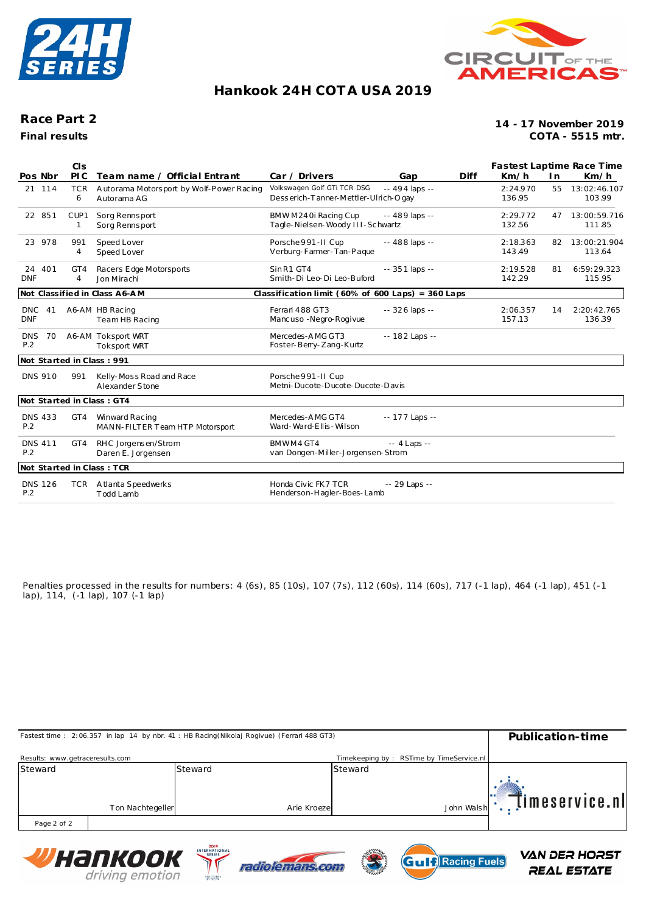# Hankook 24H COTA USA 2019

## Race Part 2

**Final results**

**14 - 17 November 2019**
**COTA - 5515 mtr.**

| Pos | Nbr | Cls PIC | Team name / Official Entrant | Car / Drivers | Gap | Diff | Fastest Laptime Km/h | In | Race Time Km/h |
|---|---|---|---|---|---|---|---|---|---|
| 21 | 114 | TCR 6 | Autorama Motorsport by Wolf-Power Racing / Autorama AG | Volkswagen Golf GTi TCR DSG / Desserich-Tanner-Mettler-Ulrich-Ogay | -- 494 laps -- | | 2:24.970 / 136.95 | 55 | 13:02:46.107 / 103.99 |
| 22 | 851 | CUP1 1 | Sorg Rennsport / Sorg Rennsport | BMW M240i Racing Cup / Tagle-Nielsen-Woody III-Schwartz | -- 489 laps -- | | 2:29.772 / 132.56 | 47 | 13:00:59.716 / 111.85 |
| 23 | 978 | 991 4 | Speed Lover / Speed Lover | Porsche 991-II Cup / Verburg-Farmer-Tan-Paque | -- 488 laps -- | | 2:18.363 / 143.49 | 82 | 13:00:21.904 / 113.64 |
| 24 DNF | 401 | GT4 4 | Racers Edge Motorsports / Jon Mirachi | Sin R1 GT4 / Smith-Di Leo-Di Leo-Buford | -- 351 laps -- | | 2:19.528 / 142.29 | 81 | 6:59:29.323 / 115.95 |
| **Not Classified in Class A6-AM** | | | | **Classification limit (60% of 600 Laps) = 360 Laps** | | | | | |
| DNC DNF | 41 | A6-AM | HB Racing / Team HB Racing | Ferrari 488 GT3 / Mancuso-Negro-Rogivue | -- 326 laps -- | | 2:06.357 / 157.13 | 14 | 2:20:42.765 / 136.39 |
| DNS P.2 | 70 | A6-AM | Toksport WRT / Toksport WRT | Mercedes-AMG GT3 / Foster-Berry-Zang-Kurtz | -- 182 Laps -- | | | | |
| **Not Started in Class : 991** | | | | | | | | | |
| DNS | 910 | 991 | Kelly-Moss Road and Race / Alexander Stone | Porsche 991-II Cup / Metni-Ducote-Ducote-Ducote-Davis | | | | | |
| **Not Started in Class : GT4** | | | | | | | | | |
| DNS P.2 | 433 | GT4 | Winward Racing / MANN-FILTER Team HTP Motorsport | Mercedes-AMG GT4 / Ward-Ward-Ellis-Wilson | -- 177 Laps -- | | | | |
| DNS P.2 | 411 | GT4 | RHC Jorgensen/Strom / Daren E. Jorgensen | BMW M4 GT4 / van Dongen-Miller-Jorgensen-Strom | -- 4 Laps -- | | | | |
| **Not Started in Class : TCR** | | | | | | | | | |
| DNS P.2 | 126 | TCR | Atlanta Speedwerks / Todd Lamb | Honda Civic FK7 TCR / Henderson-Hagler-Boes-Lamb | -- 29 Laps -- | | | | |

Penalties processed in the results for numbers: 4 (6s), 85 (10s), 107 (7s), 112 (60s), 114 (60s), 717 (-1 lap), 464 (-1 lap), 451 (-1 lap), 114, (-1 lap), 107 (-1 lap)

Fastest time : 2:06.357 in lap 14 by nbr. 41 : HB Racing(Nikolaj Rogivue) (Ferrari 488 GT3)

**Publication-time**

Results: www.getraceresults.com

Timekeeping by : RSTime by TimeService.nl

| Steward | Steward | Steward |
|---|---|---|
| Ton Nachtegeller | Arie Kroeze | John Walsh |